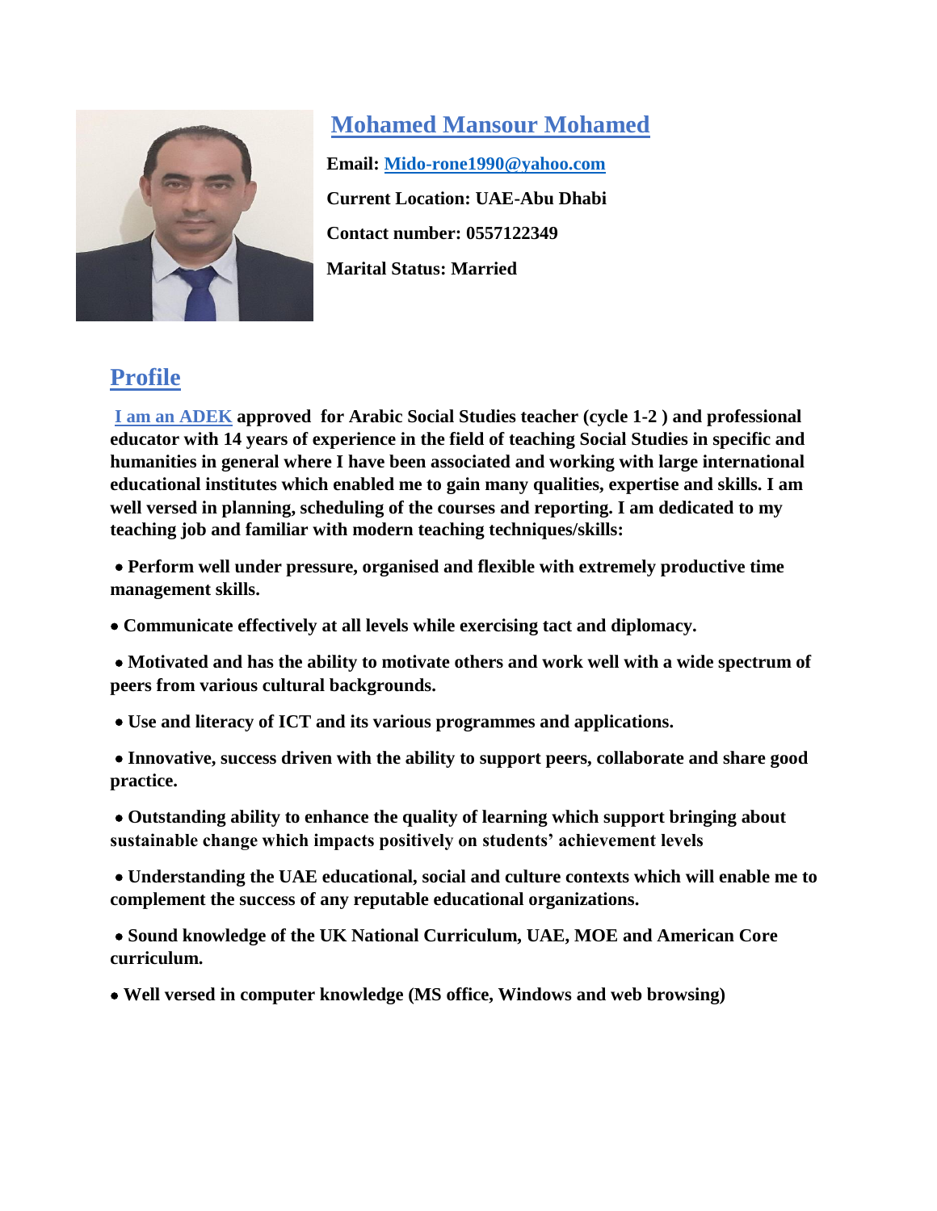# Mohamed Mansour Mohamed

**Email: Mido-rone1990@yahoo.com**

**Current Location: UAE-Abu Dhabi**

**Contact number: 0557122349**

**Marital Status: Married**

## Profile

**I am an ADEK approved for Arabic Social Studies teacher (cycle 1-2 ) and professional educator with 14 years of experience in the field of teaching Social Studies in specific and humanities in general where I have been associated and working with large international educational institutes which enabled me to gain many qualities, expertise and skills. I am well versed in planning, scheduling of the courses and reporting. I am dedicated to my teaching job and familiar with modern teaching techniques/skills:**

- **Perform well under pressure, organised and flexible with extremely productive time management skills.**
- **Communicate effectively at all levels while exercising tact and diplomacy.**
- **Motivated and has the ability to motivate others and work well with a wide spectrum of peers from various cultural backgrounds.**
- **Use and literacy of ICT and its various programmes and applications.**
- **Innovative, success driven with the ability to support peers, collaborate and share good practice.**
- **Outstanding ability to enhance the quality of learning which support bringing about sustainable change which impacts positively on students' achievement levels**
- **Understanding the UAE educational, social and culture contexts which will enable me to complement the success of any reputable educational organizations.**
- **Sound knowledge of the UK National Curriculum, UAE, MOE and American Core curriculum.**
- **Well versed in computer knowledge (MS office, Windows and web browsing)**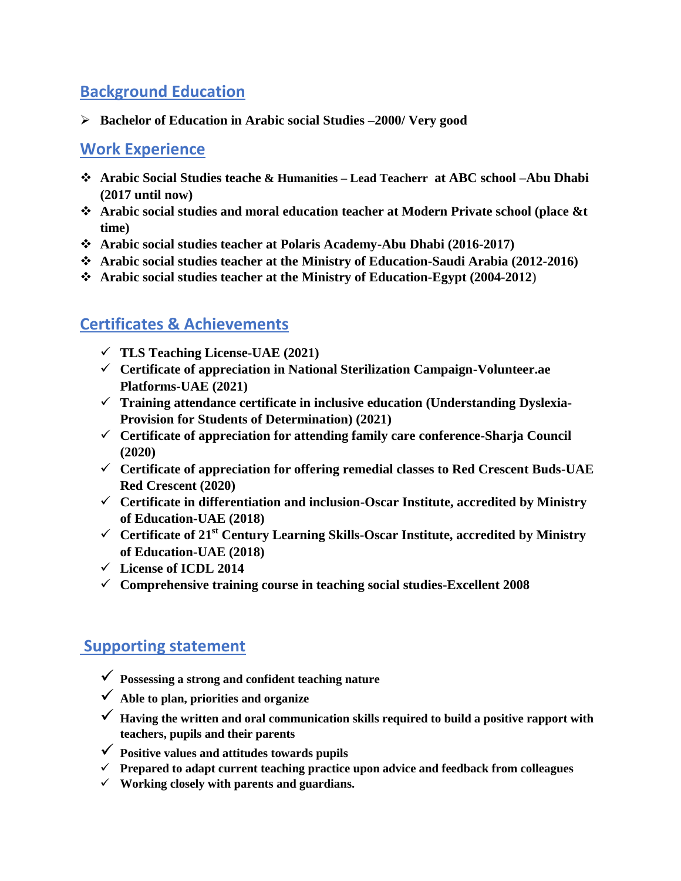## Background Education

- **Bachelor of Education in Arabic social Studies –2000/ Very good**

## Work Experience

- **Arabic Social Studies teache & Humanities – Lead Teacherr at ABC school –Abu Dhabi (2017 until now)**
- **Arabic social studies and moral education teacher at Modern Private school (place &t time)**
- **Arabic social studies teacher at Polaris Academy-Abu Dhabi (2016-2017)**
- **Arabic social studies teacher at the Ministry of Education-Saudi Arabia (2012-2016)**
- **Arabic social studies teacher at the Ministry of Education-Egypt (2004-2012)**

## Certificates & Achievements

- ✓ **TLS Teaching License-UAE (2021)**
- ✓ **Certificate of appreciation in National Sterilization Campaign-Volunteer.ae Platforms-UAE (2021)**
- ✓ **Training attendance certificate in inclusive education (Understanding Dyslexia- Provision for Students of Determination) (2021)**
- ✓ **Certificate of appreciation for attending family care conference-Sharja Council (2020)**
- ✓ **Certificate of appreciation for offering remedial classes to Red Crescent Buds-UAE Red Crescent (2020)**
- ✓ **Certificate in differentiation and inclusion-Oscar Institute, accredited by Ministry of Education-UAE (2018)**
- ✓ **Certificate of 21st Century Learning Skills-Oscar Institute, accredited by Ministry of Education-UAE (2018)**
- ✓ **License of ICDL 2014**
- ✓ **Comprehensive training course in teaching social studies-Excellent 2008**

## Supporting statement

- ✓ **Possessing a strong and confident teaching nature**
- ✓ **Able to plan, priorities and organize**
- ✓ **Having the written and oral communication skills required to build a positive rapport with teachers, pupils and their parents**
- ✓ **Positive values and attitudes towards pupils**
- ✓ **Prepared to adapt current teaching practice upon advice and feedback from colleagues**
- ✓ **Working closely with parents and guardians.**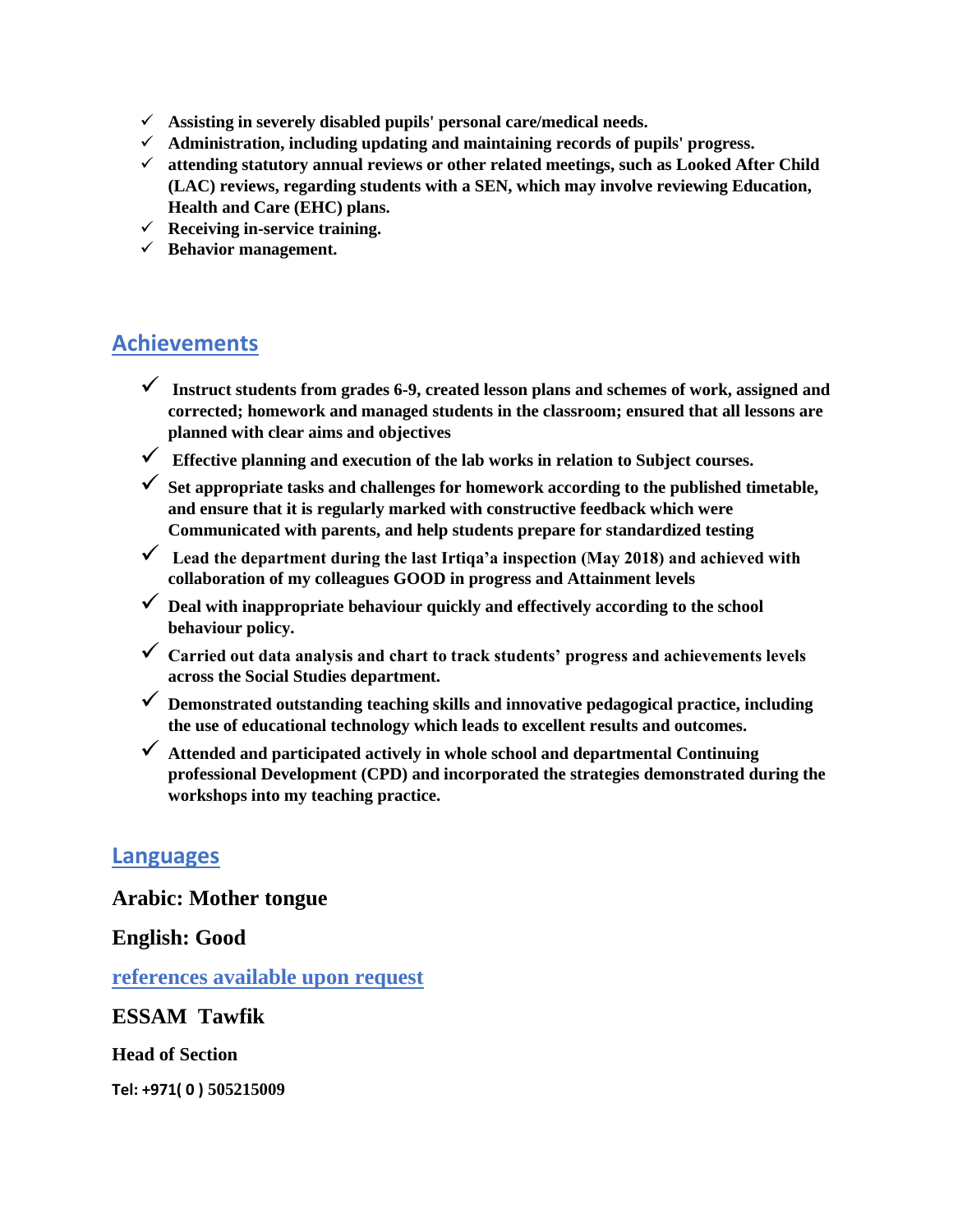- ✓ **Assisting in severely disabled pupils' personal care/medical needs.**
- ✓ **Administration, including updating and maintaining records of pupils' progress.**
- ✓ **attending statutory annual reviews or other related meetings, such as Looked After Child (LAC) reviews, regarding students with a SEN, which may involve reviewing Education, Health and Care (EHC) plans.**
- ✓ **Receiving in-service training.**
- ✓ **Behavior management.**

## Achievements

- ✓ **Instruct students from grades 6-9, created lesson plans and schemes of work, assigned and corrected; homework and managed students in the classroom; ensured that all lessons are planned with clear aims and objectives**
- ✓ **Effective planning and execution of the lab works in relation to Subject courses.**
- ✓ **Set appropriate tasks and challenges for homework according to the published timetable, and ensure that it is regularly marked with constructive feedback which were Communicated with parents, and help students prepare for standardized testing**
- ✓ **Lead the department during the last Irtiqa'a inspection (May 2018) and achieved with collaboration of my colleagues GOOD in progress and Attainment levels**
- ✓ **Deal with inappropriate behaviour quickly and effectively according to the school behaviour policy.**
- ✓ **Carried out data analysis and chart to track students' progress and achievements levels across the Social Studies department.**
- ✓ **Demonstrated outstanding teaching skills and innovative pedagogical practice, including the use of educational technology which leads to excellent results and outcomes.**
- ✓ **Attended and participated actively in whole school and departmental Continuing professional Development (CPD) and incorporated the strategies demonstrated during the workshops into my teaching practice.**

## Languages

**Arabic: Mother tongue**

**English: Good**

**references available upon request**

**ESSAM Tawfik**

**Head of Section**

**Tel: +971( 0 ) 505215009**